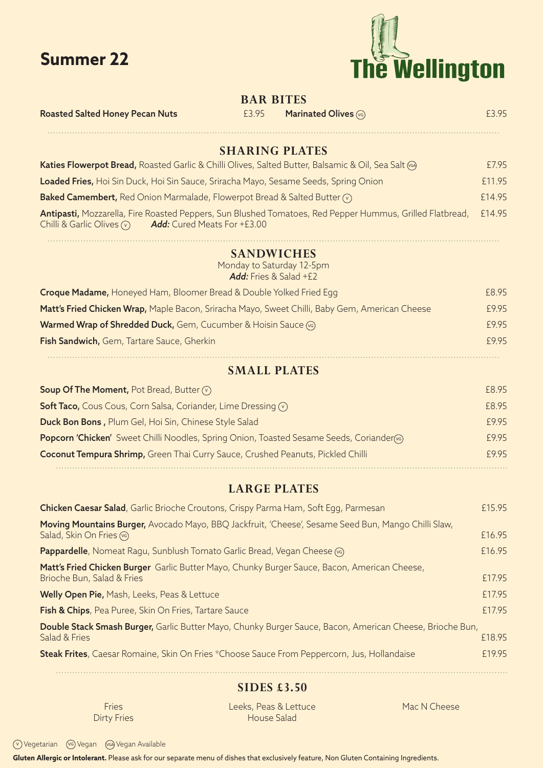# Summer 22

# The Wellington

## BAR BITES

**Roasted Salted Honey Pecan Nuts** £3.95

**Marinated Olives** (VG) £3.95

## SHARING PLATES

**Katies Flowerpot Bread,** Roasted Garlic & Chilli Olives, Salted Butter, Balsamic & Oil, Sea Salt (VGA) £7.95

**Loaded Fries,** Hoi Sin Duck, Hoi Sin Sauce, Sriracha Mayo, Sesame Seeds, Spring Onion £11.95

**Baked Camembert,** Red Onion Marmalade, Flowerpot Bread & Salted Butter (V) £14.95

**Antipasti,** Mozzarella, Fire Roasted Peppers, Sun Blushed Tomatoes, Red Pepper Hummus, Grilled Flatbread, Chilli & Garlic Olives (V) ***Add:*** Cured Meats For +£3.00 £14.95

## SANDWICHES

Monday to Saturday 12-5pm

***Add:*** Fries & Salad +£2

**Croque Madame,** Honeyed Ham, Bloomer Bread & Double Yolked Fried Egg £8.95

**Matt's Fried Chicken Wrap,** Maple Bacon, Sriracha Mayo, Sweet Chilli, Baby Gem, American Cheese £9.95

**Warmed Wrap of Shredded Duck,** Gem, Cucumber & Hoisin Sauce (VG) £9.95

**Fish Sandwich,** Gem, Tartare Sauce, Gherkin £9.95

## SMALL PLATES

**Soup Of The Moment,** Pot Bread, Butter (V) £8.95

**Soft Taco,** Cous Cous, Corn Salsa, Coriander, Lime Dressing (V) £8.95

**Duck Bon Bons ,** Plum Gel, Hoi Sin, Chinese Style Salad £9.95

**Popcorn 'Chicken'** Sweet Chilli Noodles, Spring Onion, Toasted Sesame Seeds, Coriander (VG) £9.95

**Coconut Tempura Shrimp,** Green Thai Curry Sauce, Crushed Peanuts, Pickled Chilli £9.95

## LARGE PLATES

**Chicken Caesar Salad**, Garlic Brioche Croutons, Crispy Parma Ham, Soft Egg, Parmesan £15.95

**Moving Mountains Burger,** Avocado Mayo, BBQ Jackfruit, 'Cheese', Sesame Seed Bun, Mango Chilli Slaw, Salad, Skin On Fries (VG) £16.95

**Pappardelle**, Nomeat Ragu, Sunblush Tomato Garlic Bread, Vegan Cheese (VG) £16.95

**Matt's Fried Chicken Burger** Garlic Butter Mayo, Chunky Burger Sauce, Bacon, American Cheese, Brioche Bun, Salad & Fries £17.95

**Welly Open Pie,** Mash, Leeks, Peas & Lettuce £17.95

**Fish & Chips**, Pea Puree, Skin On Fries, Tartare Sauce £17.95

**Double Stack Smash Burger,** Garlic Butter Mayo, Chunky Burger Sauce, Bacon, American Cheese, Brioche Bun, Salad & Fries £18.95

**Steak Frites**, Caesar Romaine, Skin On Fries *Choose Sauce From Peppercorn, Jus, Hollandaise £19.95

## SIDES £3.50

Fries
Dirty Fries

Leeks, Peas & Lettuce
House Salad

Mac N Cheese

(V) Vegetarian (VG) Vegan (VGA) Vegan Available

**Gluten Allergic or Intolerant.** Please ask for our separate menu of dishes that exclusively feature, Non Gluten Containing Ingredients.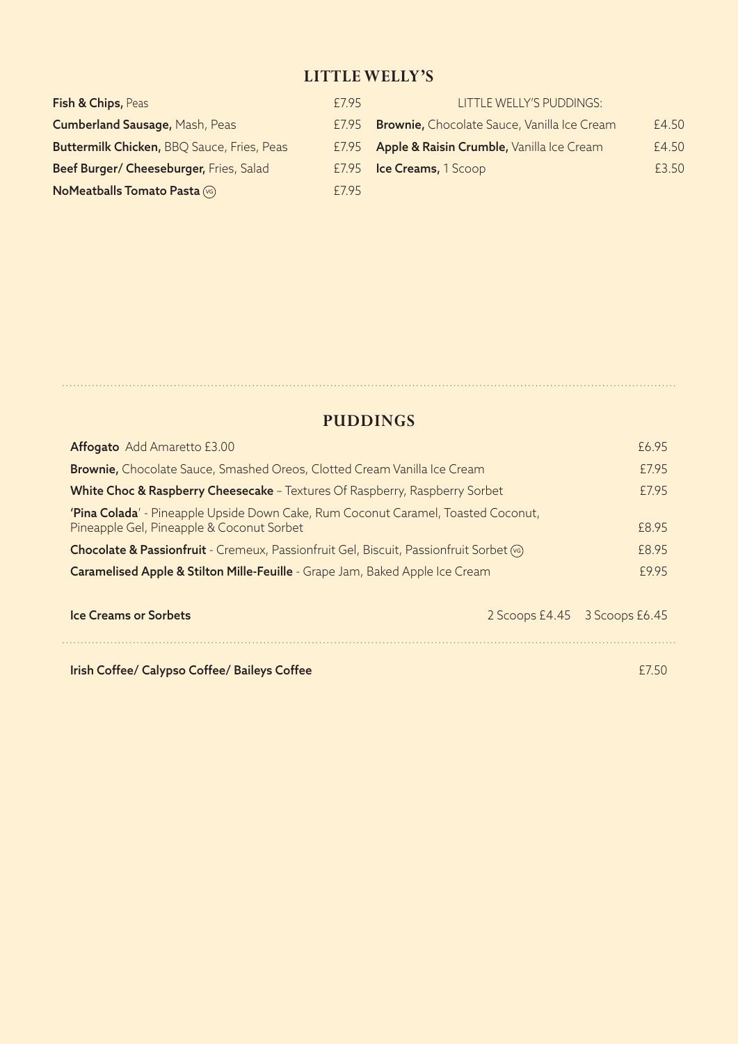## LITTLE WELLY'S

**Fish & Chips,** Peas £7.95

**Cumberland Sausage,** Mash, Peas £7.95

**Buttermilk Chicken,** BBQ Sauce, Fries, Peas £7.95

**Beef Burger/ Cheeseburger,** Fries, Salad £7.95

**NoMeatballs Tomato Pasta** (VG) £7.95

LITTLE WELLY'S PUDDINGS:

**Brownie,** Chocolate Sauce, Vanilla Ice Cream £4.50

**Apple & Raisin Crumble,** Vanilla Ice Cream £4.50

**Ice Creams,** 1 Scoop £3.50

---

## PUDDINGS

**Affogato** Add Amaretto £3.00 £6.95

**Brownie,** Chocolate Sauce, Smashed Oreos, Clotted Cream Vanilla Ice Cream £7.95

**White Choc & Raspberry Cheesecake** – Textures Of Raspberry, Raspberry Sorbet £7.95

**'Pina Colada'** - Pineapple Upside Down Cake, Rum Coconut Caramel, Toasted Coconut, Pineapple Gel, Pineapple & Coconut Sorbet £8.95

**Chocolate & Passionfruit** - Cremeux, Passionfruit Gel, Biscuit, Passionfruit Sorbet (VG) £8.95

**Caramelised Apple & Stilton Mille-Feuille** - Grape Jam, Baked Apple Ice Cream £9.95

**Ice Creams or Sorbets** 2 Scoops £4.45 3 Scoops £6.45

---

**Irish Coffee/ Calypso Coffee/ Baileys Coffee** £7.50